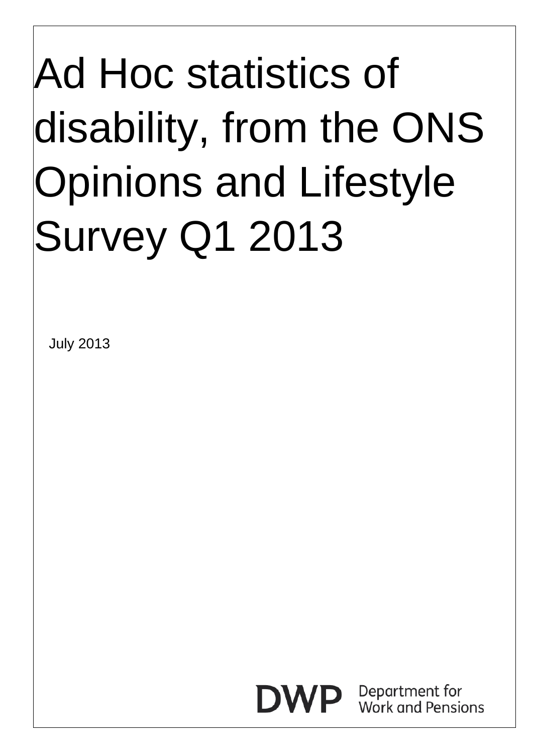# Ad Hoc statistics of disability, from the ONS Opinions and Lifestyle Survey Q1 2013

July 2013

DWP Department for Work and Pensions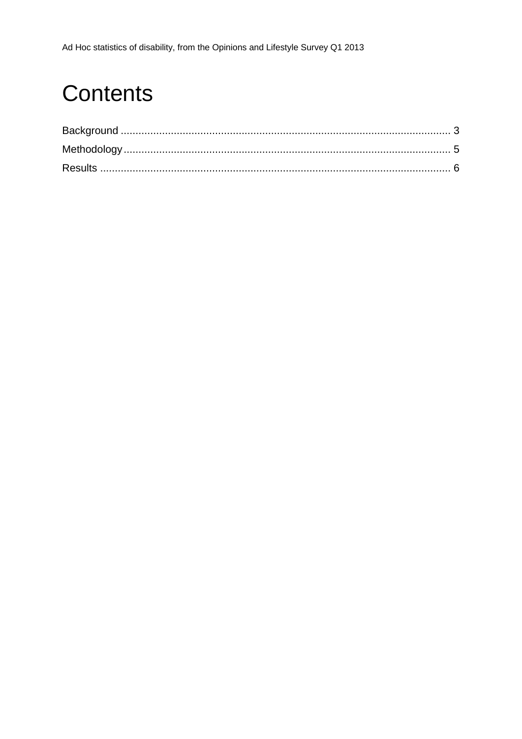# Contents

Background ........................................................................................................... 3

Methodology.......................................................................................................... 5

Results .................................................................................................................. 6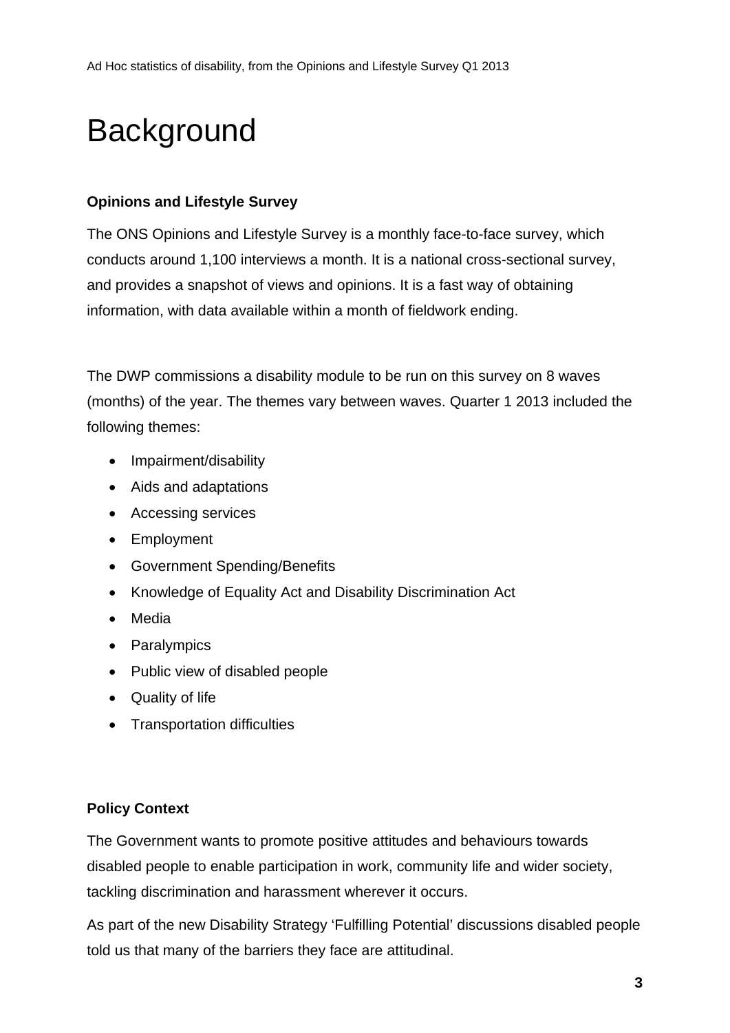# Background

**Opinions and Lifestyle Survey**

The ONS Opinions and Lifestyle Survey is a monthly face-to-face survey, which conducts around 1,100 interviews a month. It is a national cross-sectional survey, and provides a snapshot of views and opinions. It is a fast way of obtaining information, with data available within a month of fieldwork ending.

The DWP commissions a disability module to be run on this survey on 8 waves (months) of the year. The themes vary between waves. Quarter 1 2013 included the following themes:

- Impairment/disability
- Aids and adaptations
- Accessing services
- Employment
- Government Spending/Benefits
- Knowledge of Equality Act and Disability Discrimination Act
- Media
- Paralympics
- Public view of disabled people
- Quality of life
- Transportation difficulties

**Policy Context**

The Government wants to promote positive attitudes and behaviours towards disabled people to enable participation in work, community life and wider society, tackling discrimination and harassment wherever it occurs.

As part of the new Disability Strategy 'Fulfilling Potential' discussions disabled people told us that many of the barriers they face are attitudinal.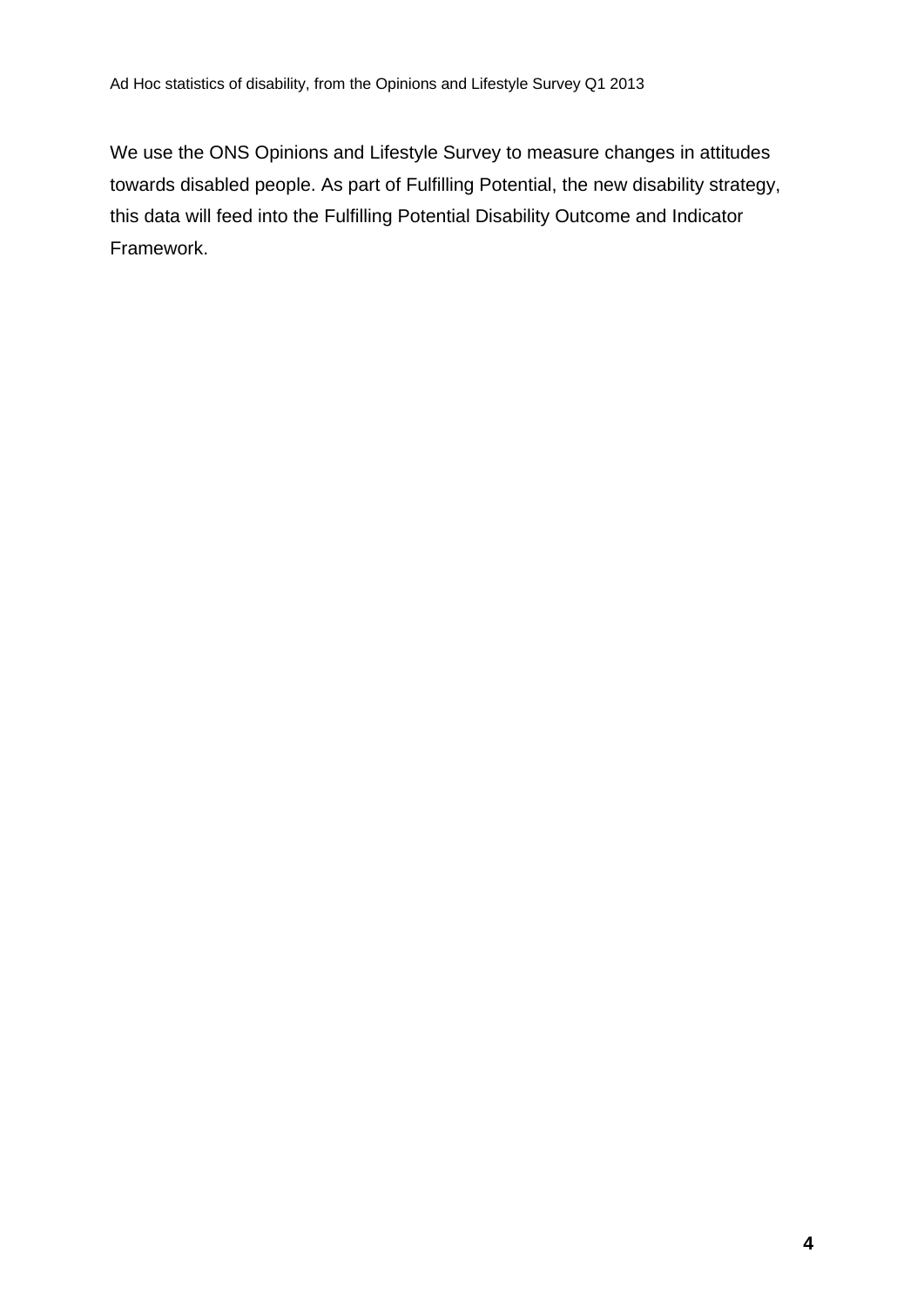We use the ONS Opinions and Lifestyle Survey to measure changes in attitudes towards disabled people. As part of Fulfilling Potential, the new disability strategy, this data will feed into the Fulfilling Potential Disability Outcome and Indicator Framework.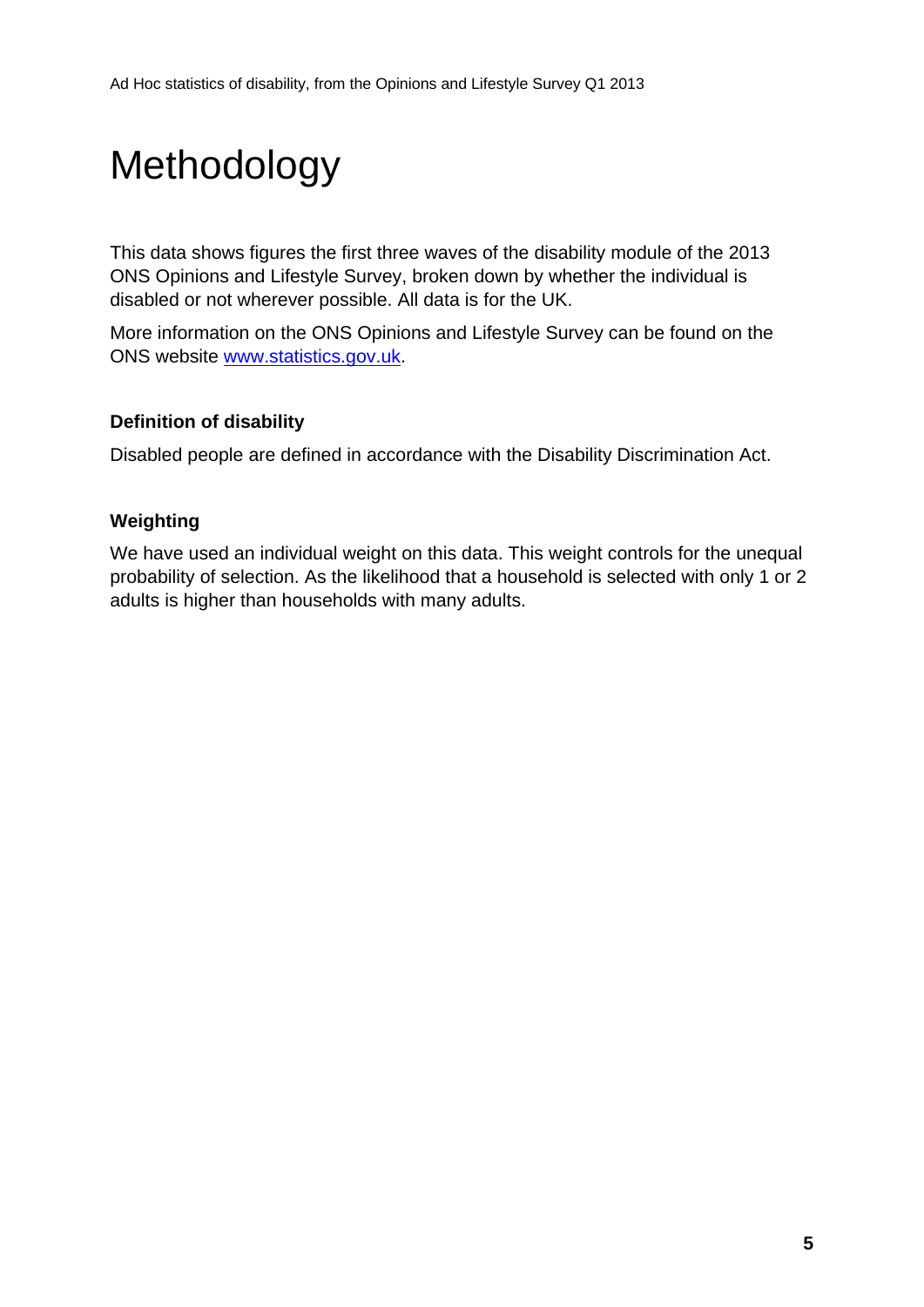# Methodology

This data shows figures the first three waves of the disability module of the 2013 ONS Opinions and Lifestyle Survey, broken down by whether the individual is disabled or not wherever possible. All data is for the UK.

More information on the ONS Opinions and Lifestyle Survey can be found on the ONS website [www.statistics.gov.uk](http://www.statistics.gov.uk).

### Definition of disability

Disabled people are defined in accordance with the Disability Discrimination Act.

### Weighting

We have used an individual weight on this data. This weight controls for the unequal probability of selection. As the likelihood that a household is selected with only 1 or 2 adults is higher than households with many adults.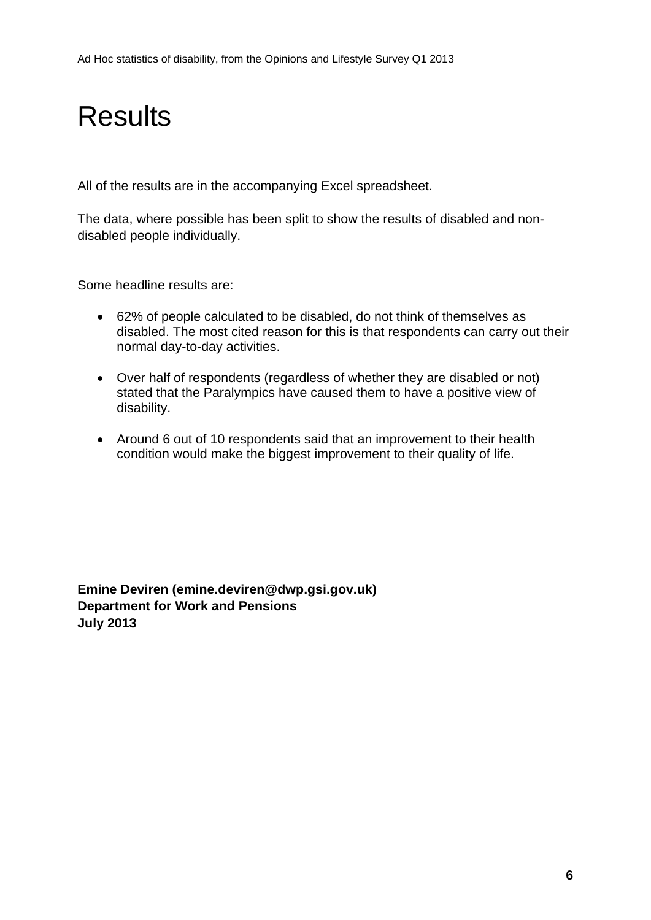# Results

All of the results are in the accompanying Excel spreadsheet.

The data, where possible has been split to show the results of disabled and non-disabled people individually.

Some headline results are:

- 62% of people calculated to be disabled, do not think of themselves as disabled. The most cited reason for this is that respondents can carry out their normal day-to-day activities.
- Over half of respondents (regardless of whether they are disabled or not) stated that the Paralympics have caused them to have a positive view of disability.
- Around 6 out of 10 respondents said that an improvement to their health condition would make the biggest improvement to their quality of life.

**Emine Deviren (emine.deviren@dwp.gsi.gov.uk)**
**Department for Work and Pensions**
**July 2013**